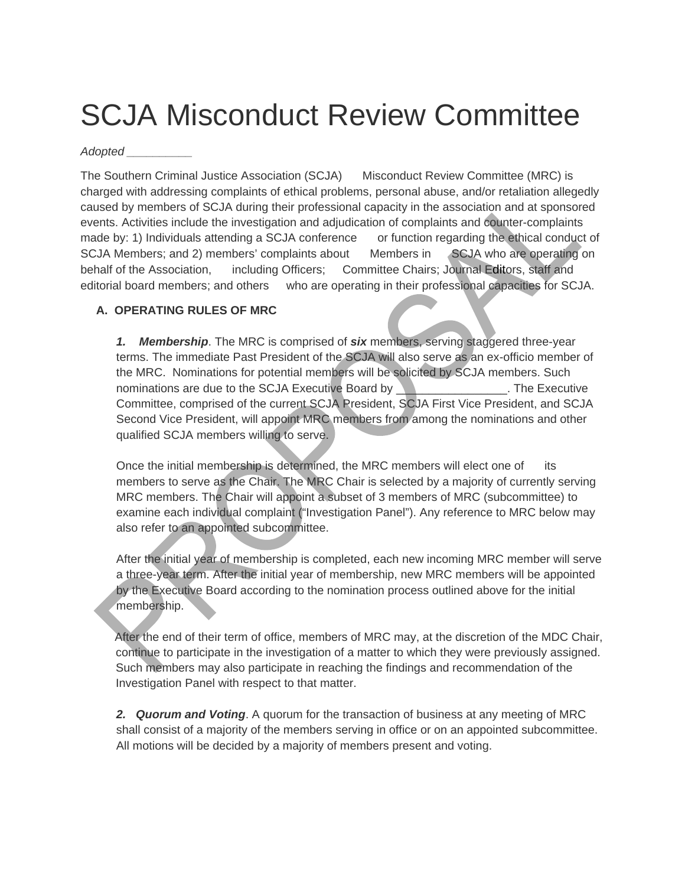# SCJA Misconduct Review Committee

*Adopted __________*

The Southern Criminal Justice Association (SCJA) Misconduct Review Committee (MRC) is charged with addressing complaints of ethical problems, personal abuse, and/or retaliation allegedly caused by members of SCJA during their professional capacity in the association and at sponsored events. Activities include the investigation and adjudication of complaints and counter-complaints made by: 1) Individuals attending a SCJA conference or function regarding the ethical conduct of SCJA Members; and 2) members' complaints about Members in SCJA who are operating on behalf of the Association, including Officers; Committee Chairs; Journal Editors, staff and editorial board members; and others who are operating in their professional capacities for SCJA.

**A. OPERATING RULES OF MRC**

***1. Membership***. The MRC is comprised of ***six*** members, serving staggered three-year terms. The immediate Past President of the SCJA will also serve as an ex-officio member of the MRC. Nominations for potential members will be solicited by SCJA members. Such nominations are due to the SCJA Executive Board by _________________. The Executive Committee, comprised of the current SCJA President, SCJA First Vice President, and SCJA Second Vice President, will appoint MRC members from among the nominations and other qualified SCJA members willing to serve.

Once the initial membership is determined, the MRC members will elect one of its members to serve as the Chair. The MRC Chair is selected by a majority of currently serving MRC members. The Chair will appoint a subset of 3 members of MRC (subcommittee) to examine each individual complaint ("Investigation Panel"). Any reference to MRC below may also refer to an appointed subcommittee.

After the initial year of membership is completed, each new incoming MRC member will serve a three-year term. After the initial year of membership, new MRC members will be appointed by the Executive Board according to the nomination process outlined above for the initial membership.

After the end of their term of office, members of MRC may, at the discretion of the MDC Chair, continue to participate in the investigation of a matter to which they were previously assigned. Such members may also participate in reaching the findings and recommendation of the Investigation Panel with respect to that matter.

***2. Quorum and Voting***. A quorum for the transaction of business at any meeting of MRC shall consist of a majority of the members serving in office or on an appointed subcommittee. All motions will be decided by a majority of members present and voting.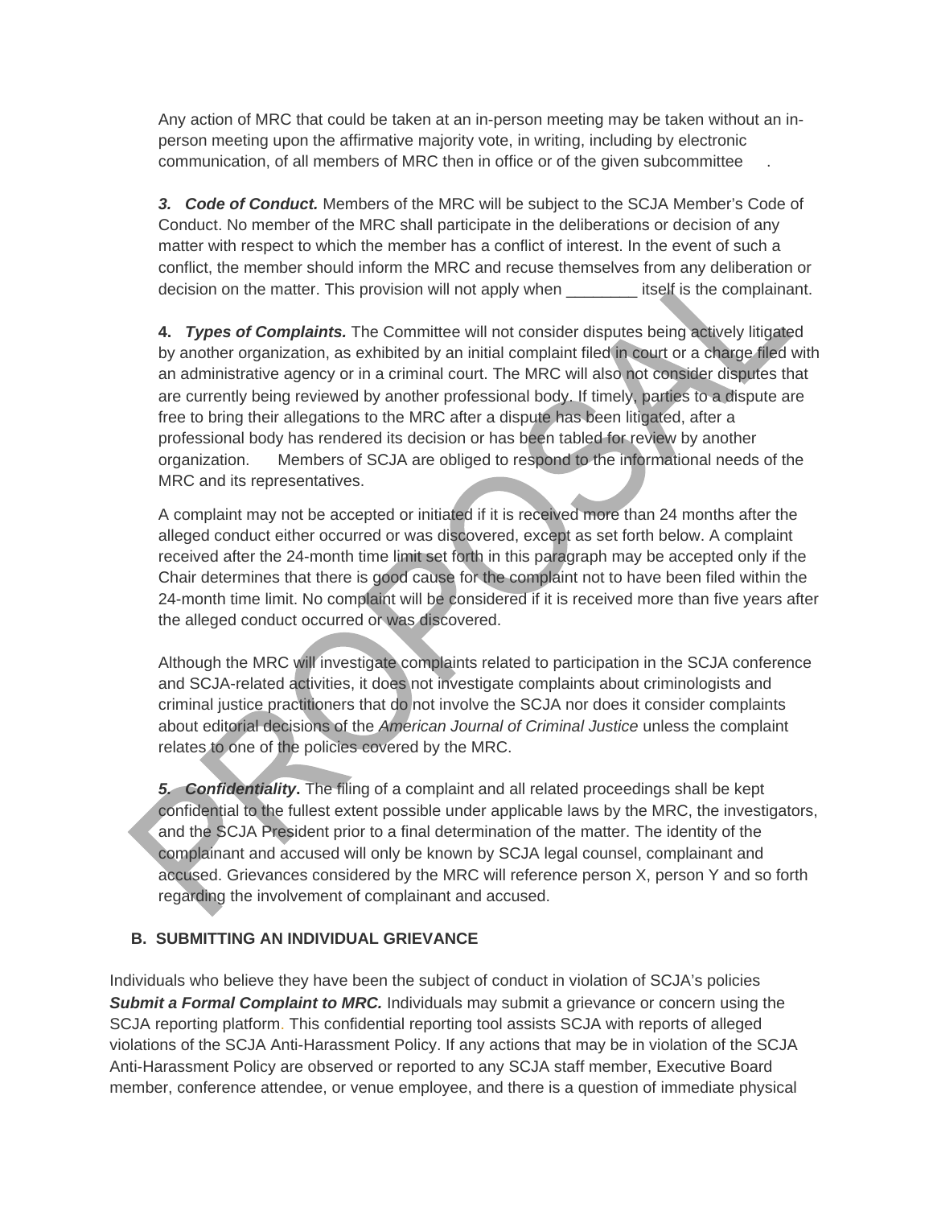Any action of MRC that could be taken at an in-person meeting may be taken without an in-person meeting upon the affirmative majority vote, in writing, including by electronic communication, of all members of MRC then in office or of the given subcommittee .

***3. Code of Conduct.*** Members of the MRC will be subject to the SCJA Member's Code of Conduct. No member of the MRC shall participate in the deliberations or decision of any matter with respect to which the member has a conflict of interest. In the event of such a conflict, the member should inform the MRC and recuse themselves from any deliberation or decision on the matter. This provision will not apply when ________ itself is the complainant.

**4. *Types of Complaints.*** The Committee will not consider disputes being actively litigated by another organization, as exhibited by an initial complaint filed in court or a charge filed with an administrative agency or in a criminal court. The MRC will also not consider disputes that are currently being reviewed by another professional body. If timely, parties to a dispute are free to bring their allegations to the MRC after a dispute has been litigated, after a professional body has rendered its decision or has been tabled for review by another organization. Members of SCJA are obliged to respond to the informational needs of the MRC and its representatives.

A complaint may not be accepted or initiated if it is received more than 24 months after the alleged conduct either occurred or was discovered, except as set forth below. A complaint received after the 24-month time limit set forth in this paragraph may be accepted only if the Chair determines that there is good cause for the complaint not to have been filed within the 24-month time limit. No complaint will be considered if it is received more than five years after the alleged conduct occurred or was discovered.

Although the MRC will investigate complaints related to participation in the SCJA conference and SCJA-related activities, it does not investigate complaints about criminologists and criminal justice practitioners that do not involve the SCJA nor does it consider complaints about editorial decisions of the *American Journal of Criminal Justice* unless the complaint relates to one of the policies covered by the MRC.

***5. Confidentiality*.** The filing of a complaint and all related proceedings shall be kept confidential to the fullest extent possible under applicable laws by the MRC, the investigators, and the SCJA President prior to a final determination of the matter. The identity of the complainant and accused will only be known by SCJA legal counsel, complainant and accused. Grievances considered by the MRC will reference person X, person Y and so forth regarding the involvement of complainant and accused.

## B. SUBMITTING AN INDIVIDUAL GRIEVANCE

Individuals who believe they have been the subject of conduct in violation of SCJA's policies ***Submit a Formal Complaint to MRC.*** Individuals may submit a grievance or concern using the SCJA reporting platform. This confidential reporting tool assists SCJA with reports of alleged violations of the SCJA Anti-Harassment Policy. If any actions that may be in violation of the SCJA Anti-Harassment Policy are observed or reported to any SCJA staff member, Executive Board member, conference attendee, or venue employee, and there is a question of immediate physical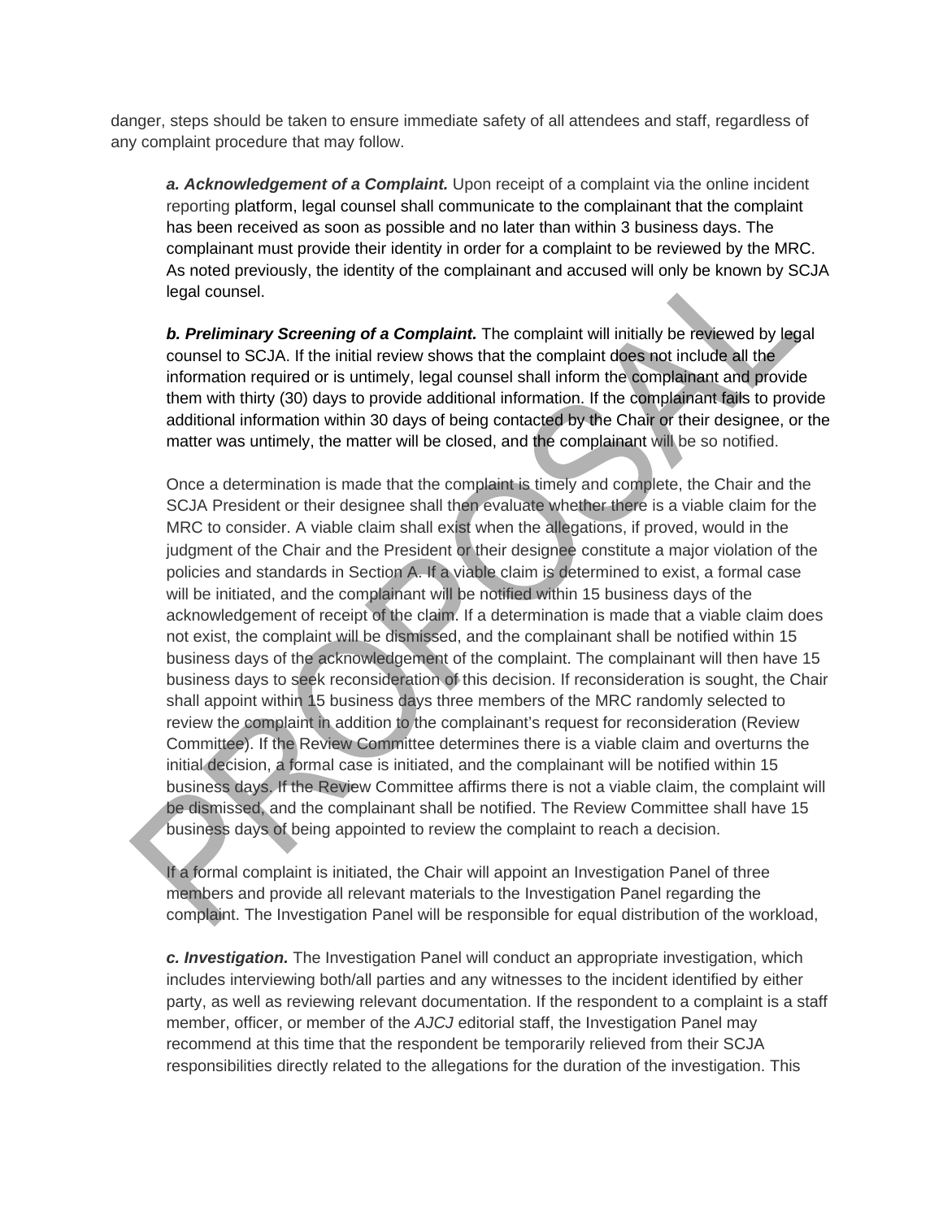danger, steps should be taken to ensure immediate safety of all attendees and staff, regardless of any complaint procedure that may follow.

***a. Acknowledgement of a Complaint.*** Upon receipt of a complaint via the online incident reporting platform, legal counsel shall communicate to the complainant that the complaint has been received as soon as possible and no later than within 3 business days. The complainant must provide their identity in order for a complaint to be reviewed by the MRC. As noted previously, the identity of the complainant and accused will only be known by SCJA legal counsel.

***b. Preliminary Screening of a Complaint.*** The complaint will initially be reviewed by legal counsel to SCJA. If the initial review shows that the complaint does not include all the information required or is untimely, legal counsel shall inform the complainant and provide them with thirty (30) days to provide additional information. If the complainant fails to provide additional information within 30 days of being contacted by the Chair or their designee, or the matter was untimely, the matter will be closed, and the complainant will be so notified.

Once a determination is made that the complaint is timely and complete, the Chair and the SCJA President or their designee shall then evaluate whether there is a viable claim for the MRC to consider. A viable claim shall exist when the allegations, if proved, would in the judgment of the Chair and the President or their designee constitute a major violation of the policies and standards in Section A. If a viable claim is determined to exist, a formal case will be initiated, and the complainant will be notified within 15 business days of the acknowledgement of receipt of the claim. If a determination is made that a viable claim does not exist, the complaint will be dismissed, and the complainant shall be notified within 15 business days of the acknowledgement of the complaint. The complainant will then have 15 business days to seek reconsideration of this decision. If reconsideration is sought, the Chair shall appoint within 15 business days three members of the MRC randomly selected to review the complaint in addition to the complainant's request for reconsideration (Review Committee). If the Review Committee determines there is a viable claim and overturns the initial decision, a formal case is initiated, and the complainant will be notified within 15 business days. If the Review Committee affirms there is not a viable claim, the complaint will be dismissed, and the complainant shall be notified. The Review Committee shall have 15 business days of being appointed to review the complaint to reach a decision.

If a formal complaint is initiated, the Chair will appoint an Investigation Panel of three members and provide all relevant materials to the Investigation Panel regarding the complaint. The Investigation Panel will be responsible for equal distribution of the workload,

***c. Investigation.*** The Investigation Panel will conduct an appropriate investigation, which includes interviewing both/all parties and any witnesses to the incident identified by either party, as well as reviewing relevant documentation. If the respondent to a complaint is a staff member, officer, or member of the *AJCJ* editorial staff, the Investigation Panel may recommend at this time that the respondent be temporarily relieved from their SCJA responsibilities directly related to the allegations for the duration of the investigation. This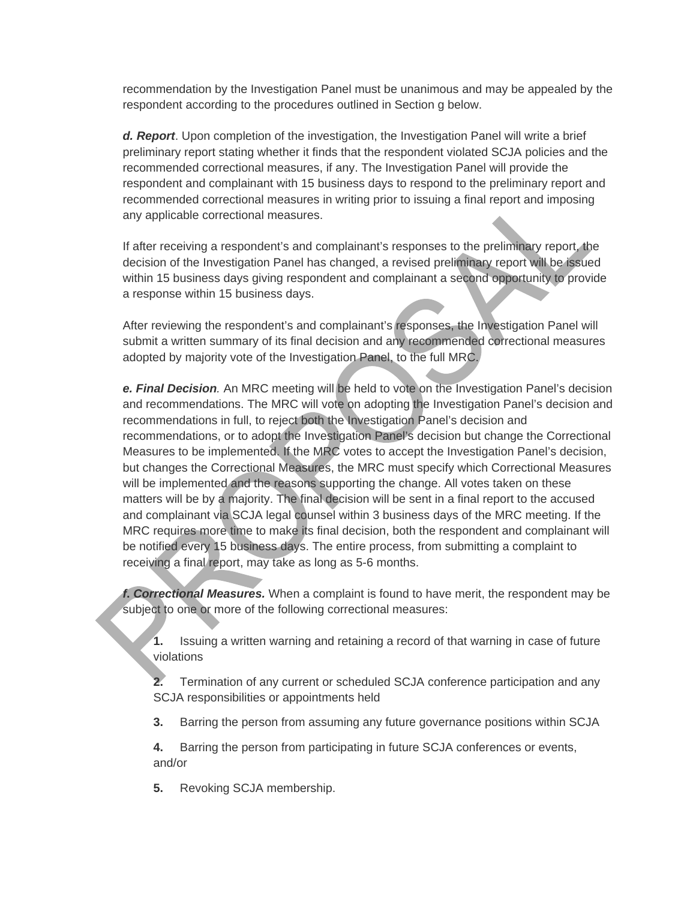recommendation by the Investigation Panel must be unanimous and may be appealed by the respondent according to the procedures outlined in Section g below.

***d. Report***. Upon completion of the investigation, the Investigation Panel will write a brief preliminary report stating whether it finds that the respondent violated SCJA policies and the recommended correctional measures, if any. The Investigation Panel will provide the respondent and complainant with 15 business days to respond to the preliminary report and recommended correctional measures in writing prior to issuing a final report and imposing any applicable correctional measures.

If after receiving a respondent's and complainant's responses to the preliminary report, the decision of the Investigation Panel has changed, a revised preliminary report will be issued within 15 business days giving respondent and complainant a second opportunity to provide a response within 15 business days.

After reviewing the respondent's and complainant's responses, the Investigation Panel will submit a written summary of its final decision and any recommended correctional measures adopted by majority vote of the Investigation Panel, to the full MRC.

***e. Final Decision****.* An MRC meeting will be held to vote on the Investigation Panel's decision and recommendations. The MRC will vote on adopting the Investigation Panel's decision and recommendations in full, to reject both the Investigation Panel's decision and recommendations, or to adopt the Investigation Panel's decision but change the Correctional Measures to be implemented. If the MRC votes to accept the Investigation Panel's decision, but changes the Correctional Measures, the MRC must specify which Correctional Measures will be implemented and the reasons supporting the change. All votes taken on these matters will be by a majority. The final decision will be sent in a final report to the accused and complainant via SCJA legal counsel within 3 business days of the MRC meeting. If the MRC requires more time to make its final decision, both the respondent and complainant will be notified every 15 business days. The entire process, from submitting a complaint to receiving a final report, may take as long as 5-6 months.

***f. Correctional Measures.*** When a complaint is found to have merit, the respondent may be subject to one or more of the following correctional measures:

**1.** Issuing a written warning and retaining a record of that warning in case of future violations

**2.** Termination of any current or scheduled SCJA conference participation and any SCJA responsibilities or appointments held

**3.** Barring the person from assuming any future governance positions within SCJA

**4.** Barring the person from participating in future SCJA conferences or events, and/or

**5.** Revoking SCJA membership.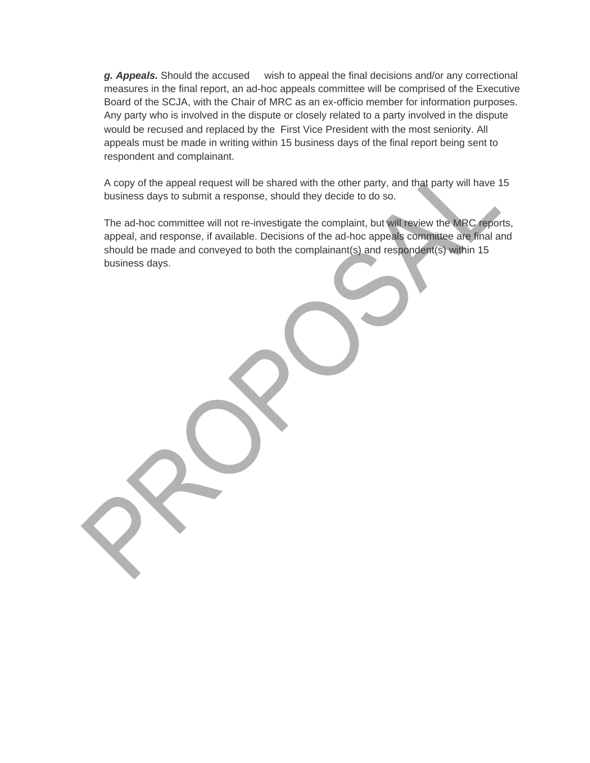***g. Appeals.*** Should the accused wish to appeal the final decisions and/or any correctional measures in the final report, an ad-hoc appeals committee will be comprised of the Executive Board of the SCJA, with the Chair of MRC as an ex-officio member for information purposes. Any party who is involved in the dispute or closely related to a party involved in the dispute would be recused and replaced by the First Vice President with the most seniority. All appeals must be made in writing within 15 business days of the final report being sent to respondent and complainant.

A copy of the appeal request will be shared with the other party, and that party will have 15 business days to submit a response, should they decide to do so.

The ad-hoc committee will not re-investigate the complaint, but will review the MRC reports, appeal, and response, if available. Decisions of the ad-hoc appeals committee are final and should be made and conveyed to both the complainant(s) and respondent(s) within 15 business days.

PROPOSAL